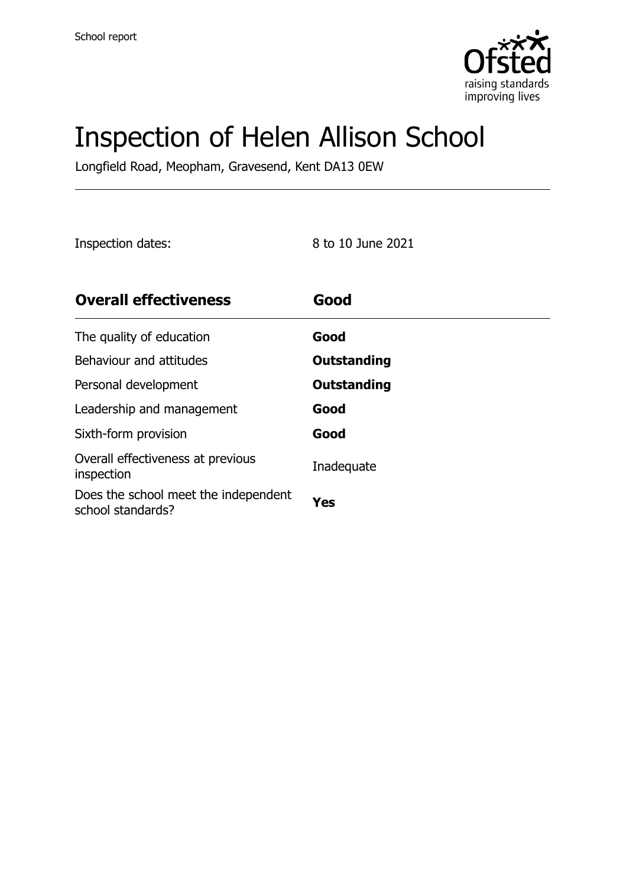School report

# Inspection of Helen Allison School

Longfield Road, Meopham, Gravesend, Kent DA13 0EW

Inspection dates: 8 to 10 June 2021

| **Overall effectiveness** | **Good** |
| --- | --- |
| The quality of education | **Good** |
| Behaviour and attitudes | **Outstanding** |
| Personal development | **Outstanding** |
| Leadership and management | **Good** |
| Sixth-form provision | **Good** |
| Overall effectiveness at previous inspection | Inadequate |
| Does the school meet the independent school standards? | **Yes** |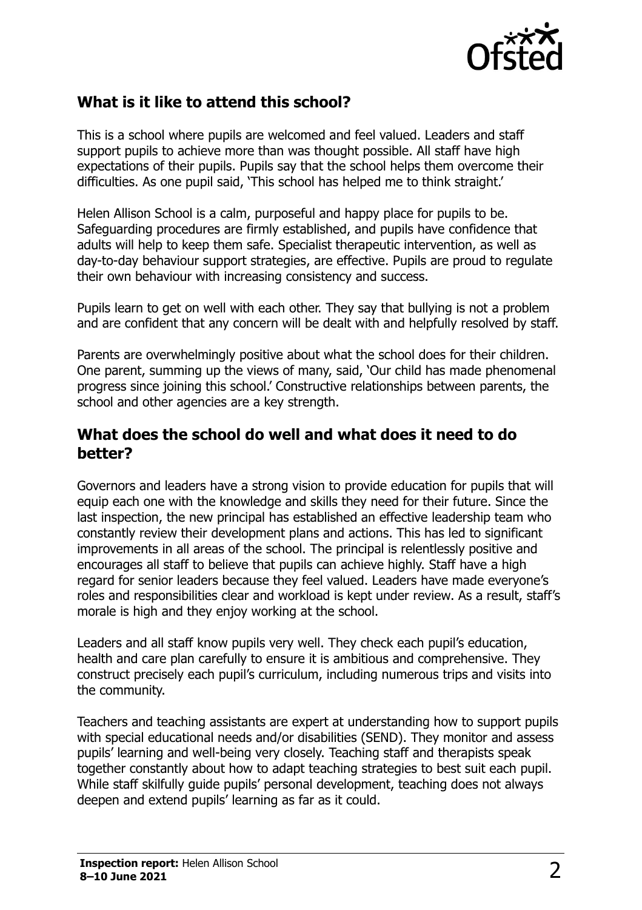## What is it like to attend this school?

This is a school where pupils are welcomed and feel valued. Leaders and staff support pupils to achieve more than was thought possible. All staff have high expectations of their pupils. Pupils say that the school helps them overcome their difficulties. As one pupil said, 'This school has helped me to think straight.'

Helen Allison School is a calm, purposeful and happy place for pupils to be. Safeguarding procedures are firmly established, and pupils have confidence that adults will help to keep them safe. Specialist therapeutic intervention, as well as day-to-day behaviour support strategies, are effective. Pupils are proud to regulate their own behaviour with increasing consistency and success.

Pupils learn to get on well with each other. They say that bullying is not a problem and are confident that any concern will be dealt with and helpfully resolved by staff.

Parents are overwhelmingly positive about what the school does for their children. One parent, summing up the views of many, said, 'Our child has made phenomenal progress since joining this school.' Constructive relationships between parents, the school and other agencies are a key strength.

## What does the school do well and what does it need to do better?

Governors and leaders have a strong vision to provide education for pupils that will equip each one with the knowledge and skills they need for their future. Since the last inspection, the new principal has established an effective leadership team who constantly review their development plans and actions. This has led to significant improvements in all areas of the school. The principal is relentlessly positive and encourages all staff to believe that pupils can achieve highly. Staff have a high regard for senior leaders because they feel valued. Leaders have made everyone's roles and responsibilities clear and workload is kept under review. As a result, staff's morale is high and they enjoy working at the school.

Leaders and all staff know pupils very well. They check each pupil's education, health and care plan carefully to ensure it is ambitious and comprehensive. They construct precisely each pupil's curriculum, including numerous trips and visits into the community.

Teachers and teaching assistants are expert at understanding how to support pupils with special educational needs and/or disabilities (SEND). They monitor and assess pupils' learning and well-being very closely. Teaching staff and therapists speak together constantly about how to adapt teaching strategies to best suit each pupil. While staff skilfully guide pupils' personal development, teaching does not always deepen and extend pupils' learning as far as it could.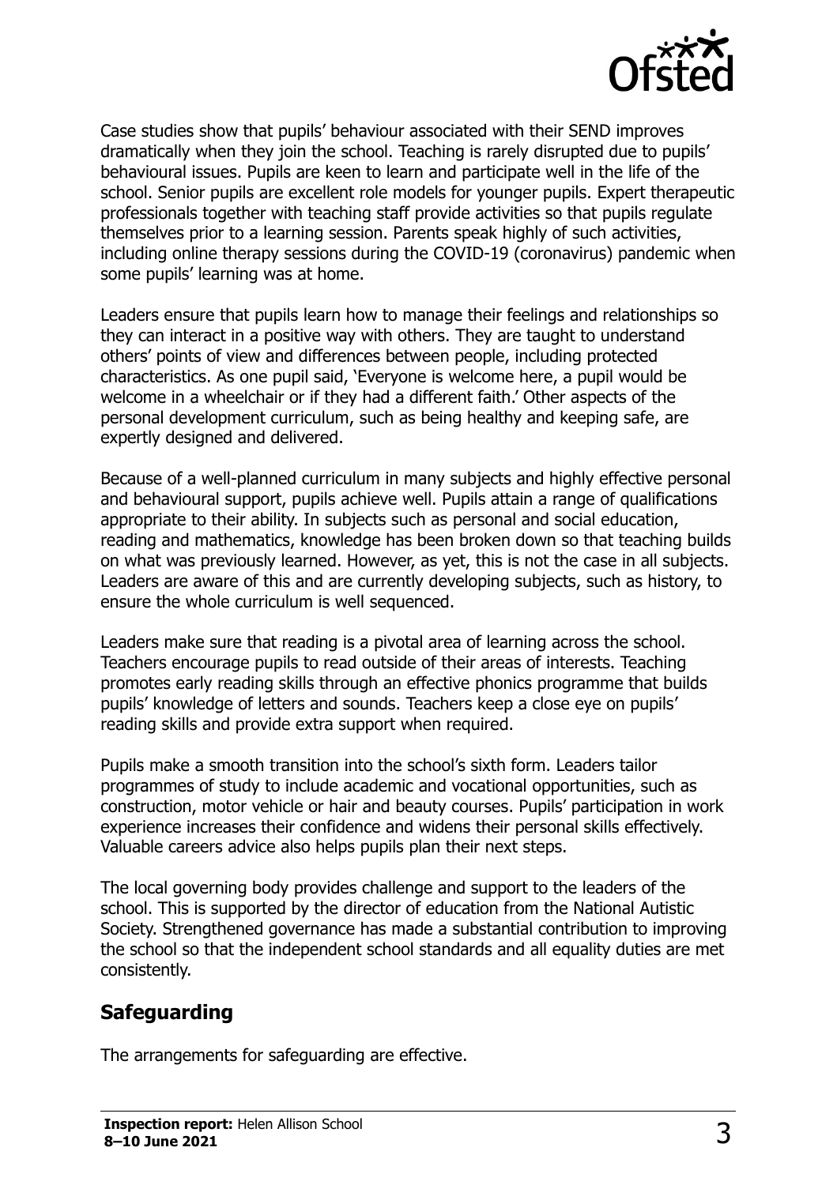Case studies show that pupils' behaviour associated with their SEND improves dramatically when they join the school. Teaching is rarely disrupted due to pupils' behavioural issues. Pupils are keen to learn and participate well in the life of the school. Senior pupils are excellent role models for younger pupils. Expert therapeutic professionals together with teaching staff provide activities so that pupils regulate themselves prior to a learning session. Parents speak highly of such activities, including online therapy sessions during the COVID-19 (coronavirus) pandemic when some pupils' learning was at home.

Leaders ensure that pupils learn how to manage their feelings and relationships so they can interact in a positive way with others. They are taught to understand others' points of view and differences between people, including protected characteristics. As one pupil said, 'Everyone is welcome here, a pupil would be welcome in a wheelchair or if they had a different faith.' Other aspects of the personal development curriculum, such as being healthy and keeping safe, are expertly designed and delivered.

Because of a well-planned curriculum in many subjects and highly effective personal and behavioural support, pupils achieve well. Pupils attain a range of qualifications appropriate to their ability. In subjects such as personal and social education, reading and mathematics, knowledge has been broken down so that teaching builds on what was previously learned. However, as yet, this is not the case in all subjects. Leaders are aware of this and are currently developing subjects, such as history, to ensure the whole curriculum is well sequenced.

Leaders make sure that reading is a pivotal area of learning across the school. Teachers encourage pupils to read outside of their areas of interests. Teaching promotes early reading skills through an effective phonics programme that builds pupils' knowledge of letters and sounds. Teachers keep a close eye on pupils' reading skills and provide extra support when required.

Pupils make a smooth transition into the school's sixth form. Leaders tailor programmes of study to include academic and vocational opportunities, such as construction, motor vehicle or hair and beauty courses. Pupils' participation in work experience increases their confidence and widens their personal skills effectively. Valuable careers advice also helps pupils plan their next steps.

The local governing body provides challenge and support to the leaders of the school. This is supported by the director of education from the National Autistic Society. Strengthened governance has made a substantial contribution to improving the school so that the independent school standards and all equality duties are met consistently.

## Safeguarding

The arrangements for safeguarding are effective.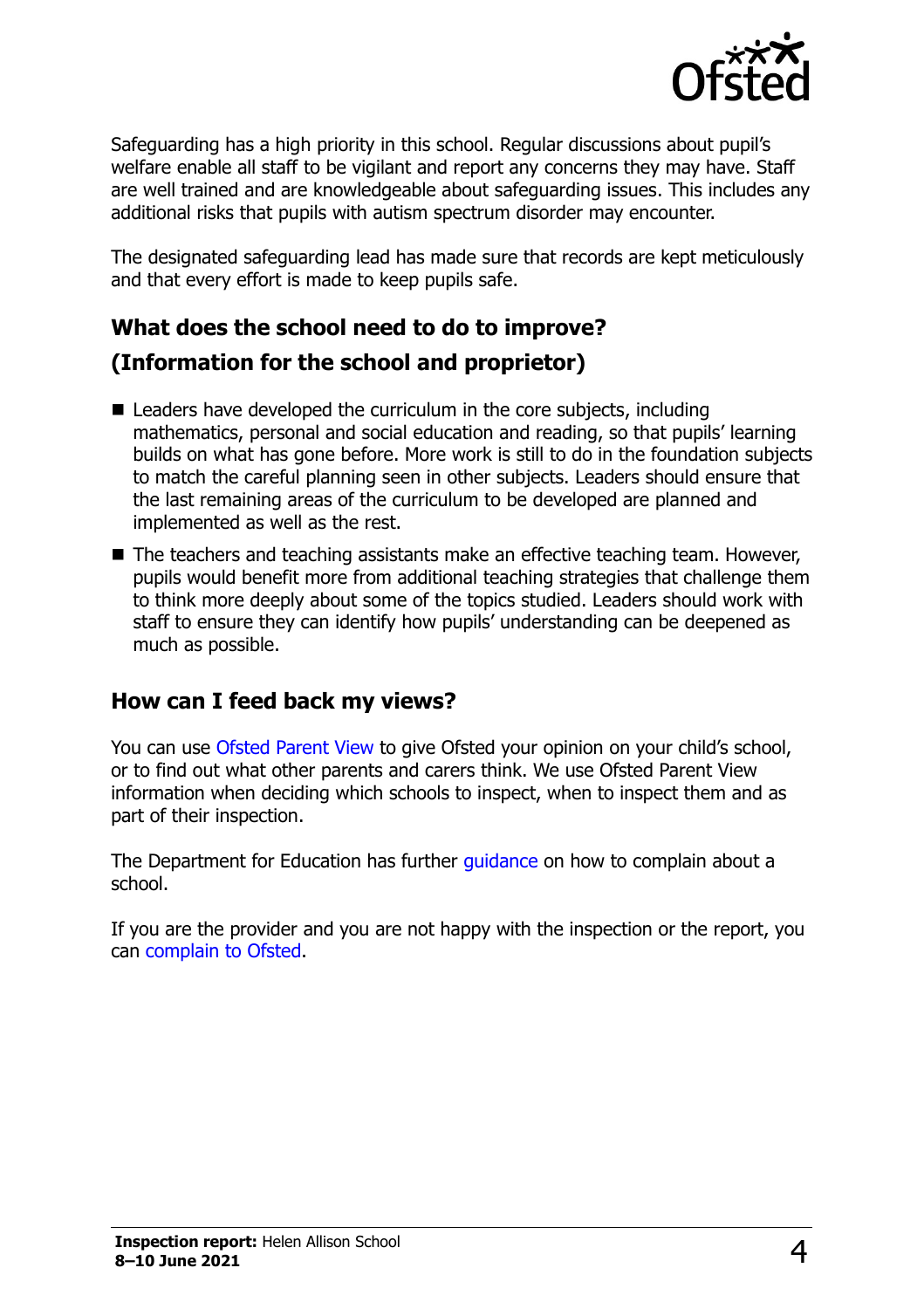Safeguarding has a high priority in this school. Regular discussions about pupil's welfare enable all staff to be vigilant and report any concerns they may have. Staff are well trained and are knowledgeable about safeguarding issues. This includes any additional risks that pupils with autism spectrum disorder may encounter.

The designated safeguarding lead has made sure that records are kept meticulously and that every effort is made to keep pupils safe.

## What does the school need to do to improve?
## (Information for the school and proprietor)

- Leaders have developed the curriculum in the core subjects, including mathematics, personal and social education and reading, so that pupils' learning builds on what has gone before. More work is still to do in the foundation subjects to match the careful planning seen in other subjects. Leaders should ensure that the last remaining areas of the curriculum to be developed are planned and implemented as well as the rest.
- The teachers and teaching assistants make an effective teaching team. However, pupils would benefit more from additional teaching strategies that challenge them to think more deeply about some of the topics studied. Leaders should work with staff to ensure they can identify how pupils' understanding can be deepened as much as possible.

## How can I feed back my views?

You can use Ofsted Parent View to give Ofsted your opinion on your child's school, or to find out what other parents and carers think. We use Ofsted Parent View information when deciding which schools to inspect, when to inspect them and as part of their inspection.

The Department for Education has further guidance on how to complain about a school.

If you are the provider and you are not happy with the inspection or the report, you can complain to Ofsted.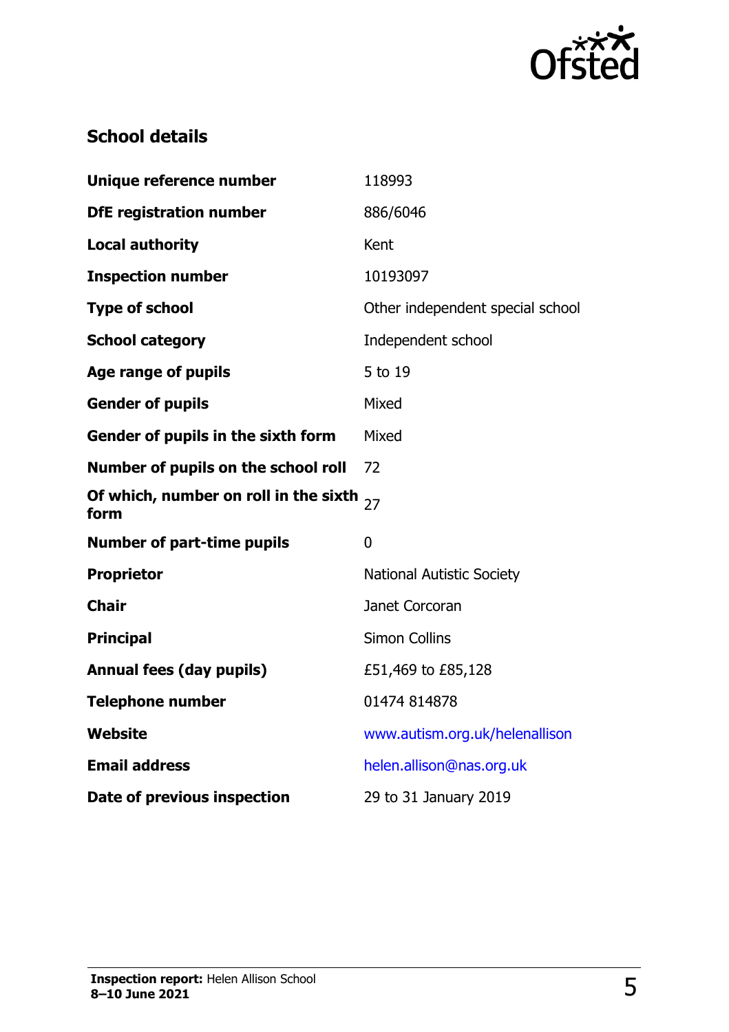## School details

| | |
|---|---|
| **Unique reference number** | 118993 |
| **DfE registration number** | 886/6046 |
| **Local authority** | Kent |
| **Inspection number** | 10193097 |
| **Type of school** | Other independent special school |
| **School category** | Independent school |
| **Age range of pupils** | 5 to 19 |
| **Gender of pupils** | Mixed |
| **Gender of pupils in the sixth form** | Mixed |
| **Number of pupils on the school roll** | 72 |
| **Of which, number on roll in the sixth form** | 27 |
| **Number of part-time pupils** | 0 |
| **Proprietor** | National Autistic Society |
| **Chair** | Janet Corcoran |
| **Principal** | Simon Collins |
| **Annual fees (day pupils)** | £51,469 to £85,128 |
| **Telephone number** | 01474 814878 |
| **Website** | www.autism.org.uk/helenallison |
| **Email address** | helen.allison@nas.org.uk |
| **Date of previous inspection** | 29 to 31 January 2019 |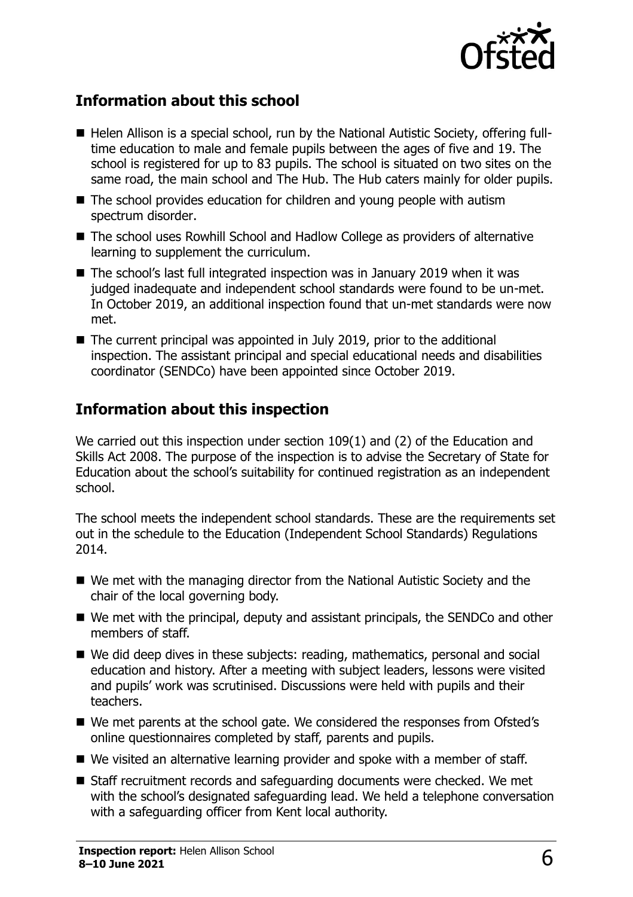## Information about this school

- Helen Allison is a special school, run by the National Autistic Society, offering full-time education to male and female pupils between the ages of five and 19. The school is registered for up to 83 pupils. The school is situated on two sites on the same road, the main school and The Hub. The Hub caters mainly for older pupils.
- The school provides education for children and young people with autism spectrum disorder.
- The school uses Rowhill School and Hadlow College as providers of alternative learning to supplement the curriculum.
- The school's last full integrated inspection was in January 2019 when it was judged inadequate and independent school standards were found to be un-met. In October 2019, an additional inspection found that un-met standards were now met.
- The current principal was appointed in July 2019, prior to the additional inspection. The assistant principal and special educational needs and disabilities coordinator (SENDCo) have been appointed since October 2019.

## Information about this inspection

We carried out this inspection under section 109(1) and (2) of the Education and Skills Act 2008. The purpose of the inspection is to advise the Secretary of State for Education about the school's suitability for continued registration as an independent school.

The school meets the independent school standards. These are the requirements set out in the schedule to the Education (Independent School Standards) Regulations 2014.

- We met with the managing director from the National Autistic Society and the chair of the local governing body.
- We met with the principal, deputy and assistant principals, the SENDCo and other members of staff.
- We did deep dives in these subjects: reading, mathematics, personal and social education and history. After a meeting with subject leaders, lessons were visited and pupils' work was scrutinised. Discussions were held with pupils and their teachers.
- We met parents at the school gate. We considered the responses from Ofsted's online questionnaires completed by staff, parents and pupils.
- We visited an alternative learning provider and spoke with a member of staff.
- Staff recruitment records and safeguarding documents were checked. We met with the school's designated safeguarding lead. We held a telephone conversation with a safeguarding officer from Kent local authority.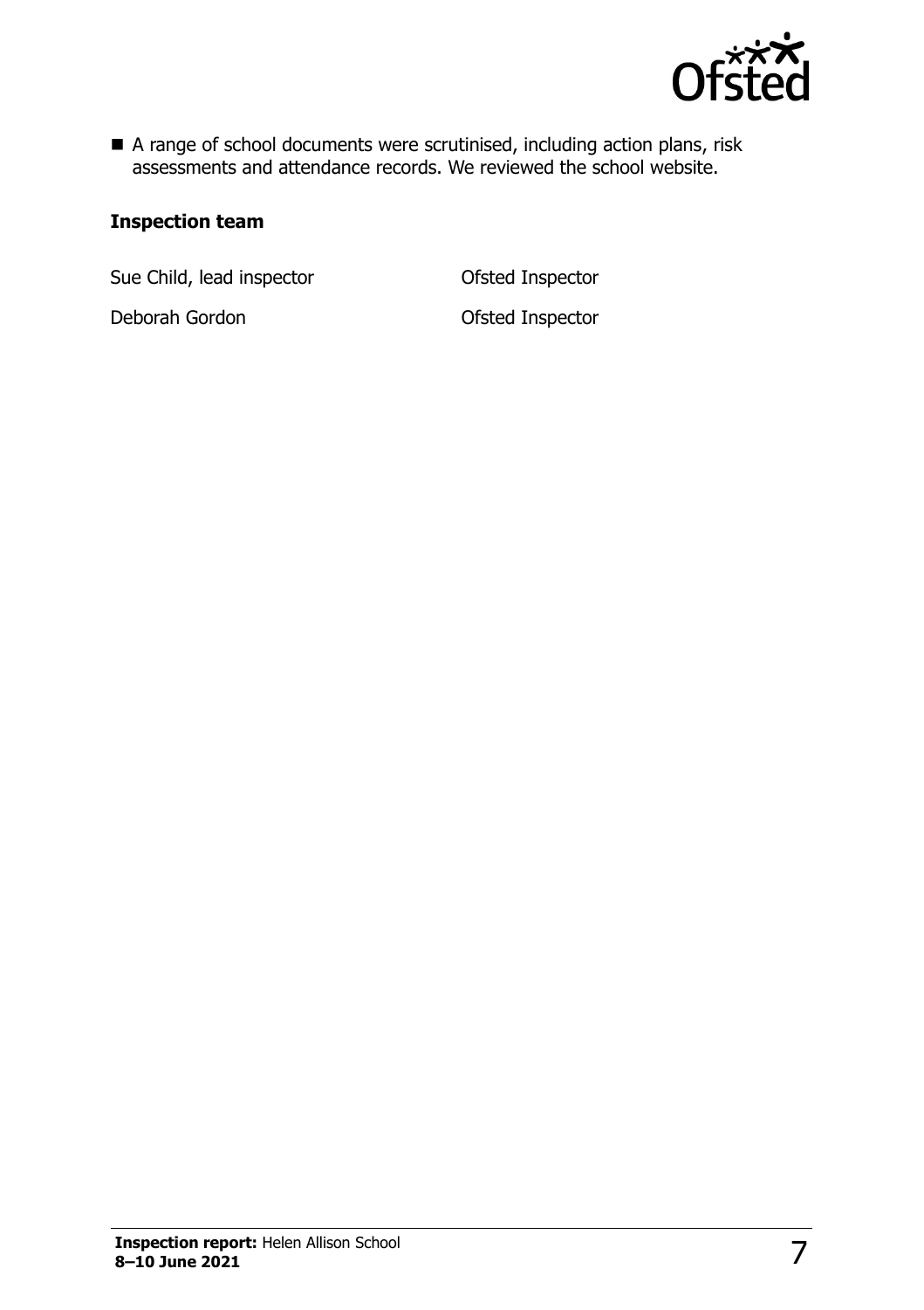- A range of school documents were scrutinised, including action plans, risk assessments and attendance records. We reviewed the school website.

### Inspection team

| | |
|---|---|
| Sue Child, lead inspector | Ofsted Inspector |
| Deborah Gordon | Ofsted Inspector |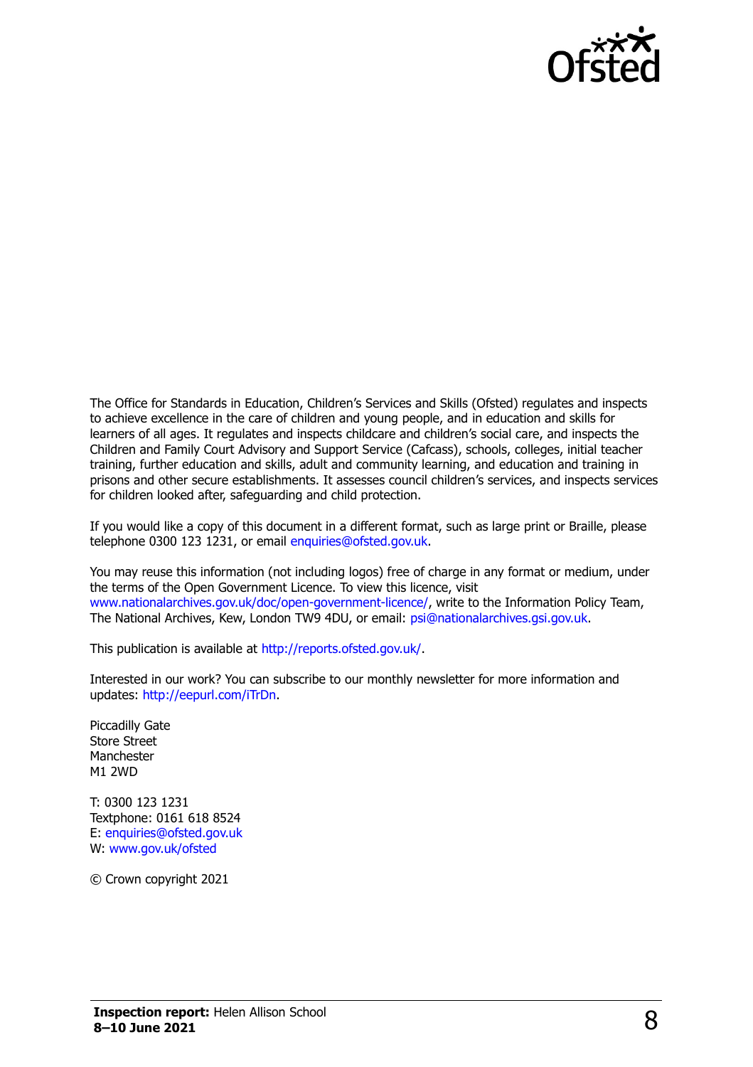The Office for Standards in Education, Children's Services and Skills (Ofsted) regulates and inspects to achieve excellence in the care of children and young people, and in education and skills for learners of all ages. It regulates and inspects childcare and children's social care, and inspects the Children and Family Court Advisory and Support Service (Cafcass), schools, colleges, initial teacher training, further education and skills, adult and community learning, and education and training in prisons and other secure establishments. It assesses council children's services, and inspects services for children looked after, safeguarding and child protection.

If you would like a copy of this document in a different format, such as large print or Braille, please telephone 0300 123 1231, or email enquiries@ofsted.gov.uk.

You may reuse this information (not including logos) free of charge in any format or medium, under the terms of the Open Government Licence. To view this licence, visit www.nationalarchives.gov.uk/doc/open-government-licence/, write to the Information Policy Team, The National Archives, Kew, London TW9 4DU, or email: psi@nationalarchives.gsi.gov.uk.

This publication is available at http://reports.ofsted.gov.uk/.

Interested in our work? You can subscribe to our monthly newsletter for more information and updates: http://eepurl.com/iTrDn.

Piccadilly Gate
Store Street
Manchester
M1 2WD

T: 0300 123 1231
Textphone: 0161 618 8524
E: enquiries@ofsted.gov.uk
W: www.gov.uk/ofsted

© Crown copyright 2021